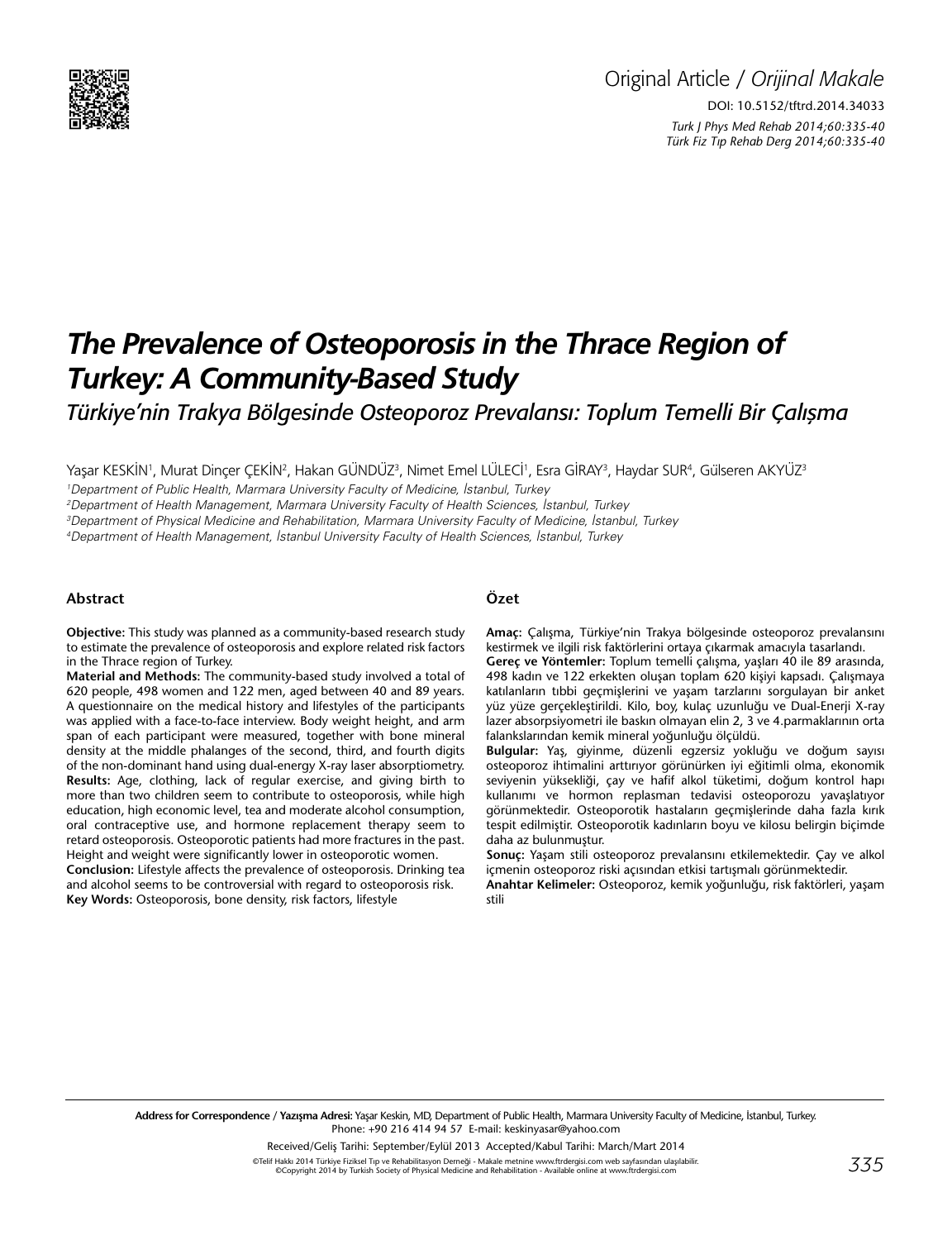Original Article / *Orijinal Makale*

DOI: 10.5152/tftrd.2014.34033

# The Prevalence of Osteoporosis in the Thrace Region of Turkey: A Community-Based Study

*Türkiye'nin Trakya Bölgesinde Osteoporoz Prevalansı: Toplum Temelli Bir Çalışma*

Yaşar KESKİN[1], Murat Dinçer ÇEKİN[2], Hakan GÜNDÜZ[3], Nimet Emel LÜLECİ[1], Esra GİRAY[3], Haydar SUR[4], Gülseren AKYÜZ[3]

[1]*Department of Public Health, Marmara University Faculty of Medicine, İstanbul, Turkey*
[2]*Department of Health Management, Marmara University Faculty of Health Sciences, İstanbul, Turkey*
[3]*Department of Physical Medicine and Rehabilitation, Marmara University Faculty of Medicine, İstanbul, Turkey*
[4]*Department of Health Management, İstanbul University Faculty of Health Sciences, İstanbul, Turkey*

## Abstract

**Objective:** This study was planned as a community-based research study to estimate the prevalence of osteoporosis and explore related risk factors in the Thrace region of Turkey.

**Material and Methods:** The community-based study involved a total of 620 people, 498 women and 122 men, aged between 40 and 89 years. A questionnaire on the medical history and lifestyles of the participants was applied with a face-to-face interview. Body weight height, and arm span of each participant were measured, together with bone mineral density at the middle phalanges of the second, third, and fourth digits of the non-dominant hand using dual-energy X-ray laser absorptiometry.

**Results:** Age, clothing, lack of regular exercise, and giving birth to more than two children seem to contribute to osteoporosis, while high education, high economic level, tea and moderate alcohol consumption, oral contraceptive use, and hormone replacement therapy seem to retard osteoporosis. Osteoporotic patients had more fractures in the past. Height and weight were significantly lower in osteoporotic women.

**Conclusion:** Lifestyle affects the prevalence of osteoporosis. Drinking tea and alcohol seems to be controversial with regard to osteoporosis risk.

**Key Words:** Osteoporosis, bone density, risk factors, lifestyle

## Özet

**Amaç:** Çalışma, Türkiye'nin Trakya bölgesinde osteoporoz prevalansını kestirmek ve ilgili risk faktörlerini ortaya çıkarmak amacıyla tasarlandı.

**Gereç ve Yöntemler:** Toplum temelli çalışma, yaşları 40 ile 89 arasında, 498 kadın ve 122 erkekten oluşan toplam 620 kişiyi kapsadı. Çalışmaya katılanların tıbbi geçmişlerini ve yaşam tarzlarını sorgulayan bir anket yüz yüze gerçekleştirildi. Kilo, boy, kulaç uzunluğu ve Dual-Enerji X-ray lazer absorpsiyometri ile baskın olmayan elin 2, 3 ve 4.parmaklarının orta falankslarından kemik mineral yoğunluğu ölçüldü.

**Bulgular:** Yaş, giyinme, düzenli egzersiz yokluğu ve doğum sayısı osteoporoz ihtimalini arttırıyor görünürken iyi eğitimli olma, ekonomik seviyenin yüksekliği, çay ve hafif alkol tüketimi, doğum kontrol hapı kullanımı ve hormon replasman tedavisi osteoporozu yavaşlatıyor görünmektedir. Osteoporotik hastaların geçmişlerinde daha fazla kırık tespit edilmiştir. Osteoporotik kadınların boyu ve kilosu belirgin biçimde daha az bulunmuştur.

**Sonuç:** Yaşam stili osteoporoz prevalansını etkilemektedir. Çay ve alkol içmenin osteoporoz riski açısından etkisi tartışmalı görünmektedir.

**Anahtar Kelimeler:** Osteoporoz, kemik yoğunluğu, risk faktörleri, yaşam stili

**Address for Correspondence / Yazışma Adresi:** Yaşar Keskin, MD, Department of Public Health, Marmara University Faculty of Medicine, İstanbul, Turkey.
Phone: +90 216 414 94 57 E-mail: keskinyasar@yahoo.com

Received/Geliş Tarihi: September/Eylül 2013 Accepted/Kabul Tarihi: March/Mart 2014

©Telif Hakkı 2014 Türkiye Fiziksel Tıp ve Rehabilitasyon Derneği - Makale metnine www.ftrdergisi.com web sayfasından ulaşılabilir.
©Copyright 2014 by Turkish Society of Physical Medicine and Rehabilitation - Available online at www.ftrdergisi.com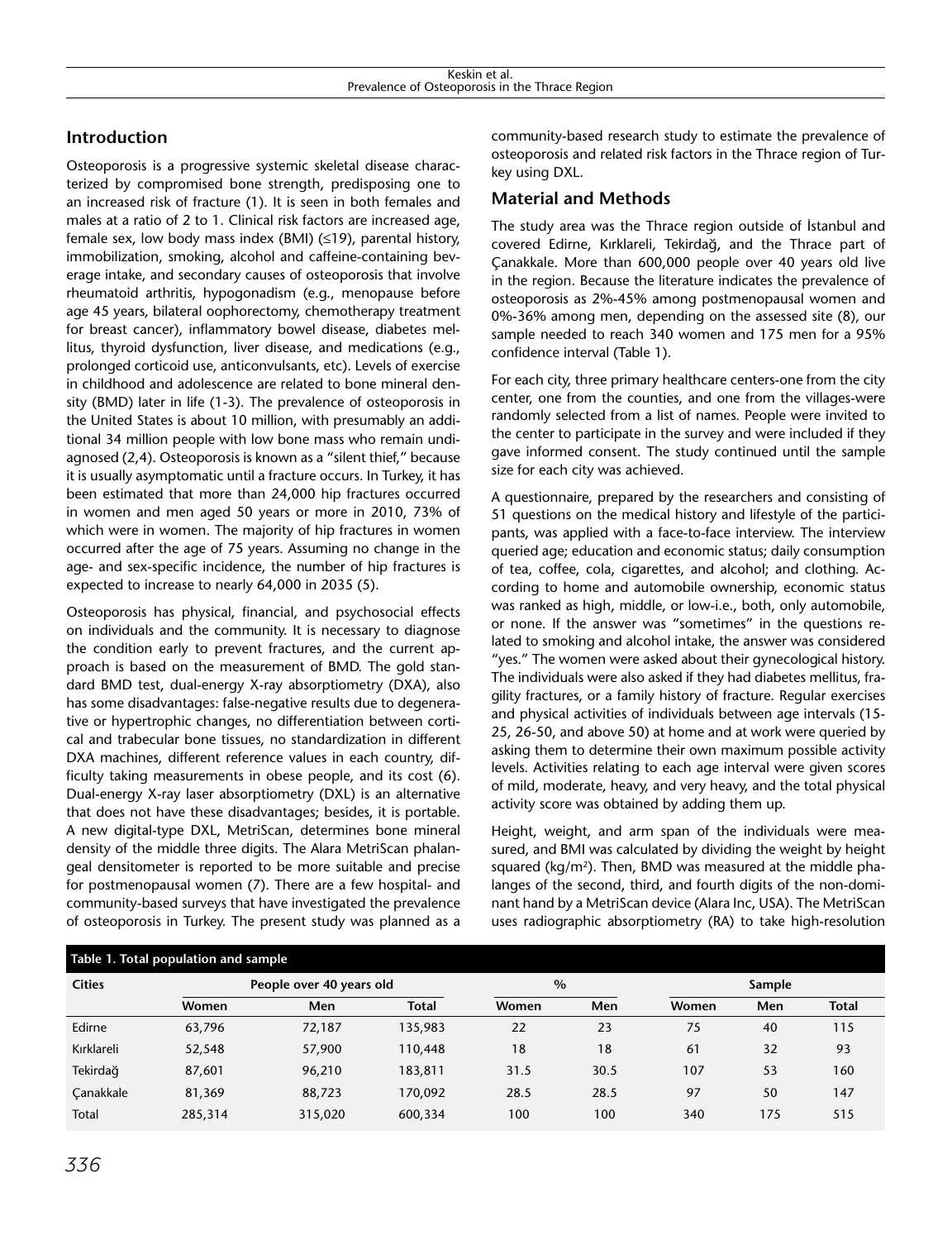## Introduction

Osteoporosis is a progressive systemic skeletal disease characterized by compromised bone strength, predisposing one to an increased risk of fracture (1). It is seen in both females and males at a ratio of 2 to 1. Clinical risk factors are increased age, female sex, low body mass index (BMI) (≤19), parental history, immobilization, smoking, alcohol and caffeine-containing beverage intake, and secondary causes of osteoporosis that involve rheumatoid arthritis, hypogonadism (e.g., menopause before age 45 years, bilateral oophorectomy, chemotherapy treatment for breast cancer), inflammatory bowel disease, diabetes mellitus, thyroid dysfunction, liver disease, and medications (e.g., prolonged corticoid use, anticonvulsants, etc). Levels of exercise in childhood and adolescence are related to bone mineral density (BMD) later in life (1-3). The prevalence of osteoporosis in the United States is about 10 million, with presumably an additional 34 million people with low bone mass who remain undiagnosed (2,4). Osteoporosis is known as a "silent thief," because it is usually asymptomatic until a fracture occurs. In Turkey, it has been estimated that more than 24,000 hip fractures occurred in women and men aged 50 years or more in 2010, 73% of which were in women. The majority of hip fractures in women occurred after the age of 75 years. Assuming no change in the age- and sex-specific incidence, the number of hip fractures is expected to increase to nearly 64,000 in 2035 (5).

Osteoporosis has physical, financial, and psychosocial effects on individuals and the community. It is necessary to diagnose the condition early to prevent fractures, and the current approach is based on the measurement of BMD. The gold standard BMD test, dual-energy X-ray absorptiometry (DXA), also has some disadvantages: false-negative results due to degenerative or hypertrophic changes, no differentiation between cortical and trabecular bone tissues, no standardization in different DXA machines, different reference values in each country, difficulty taking measurements in obese people, and its cost (6). Dual-energy X-ray laser absorptiometry (DXL) is an alternative that does not have these disadvantages; besides, it is portable. A new digital-type DXL, MetriScan, determines bone mineral density of the middle three digits. The Alara MetriScan phalangeal densitometer is reported to be more suitable and precise for postmenopausal women (7). There are a few hospital- and community-based surveys that have investigated the prevalence of osteoporosis in Turkey. The present study was planned as a community-based research study to estimate the prevalence of osteoporosis and related risk factors in the Thrace region of Turkey using DXL.

## Material and Methods

The study area was the Thrace region outside of İstanbul and covered Edirne, Kırklareli, Tekirdağ, and the Thrace part of Çanakkale. More than 600,000 people over 40 years old live in the region. Because the literature indicates the prevalence of osteoporosis as 2%-45% among postmenopausal women and 0%-36% among men, depending on the assessed site (8), our sample needed to reach 340 women and 175 men for a 95% confidence interval (Table 1).

For each city, three primary healthcare centers-one from the city center, one from the counties, and one from the villages-were randomly selected from a list of names. People were invited to the center to participate in the survey and were included if they gave informed consent. The study continued until the sample size for each city was achieved.

A questionnaire, prepared by the researchers and consisting of 51 questions on the medical history and lifestyle of the participants, was applied with a face-to-face interview. The interview queried age; education and economic status; daily consumption of tea, coffee, cola, cigarettes, and alcohol; and clothing. According to home and automobile ownership, economic status was ranked as high, middle, or low-i.e., both, only automobile, or none. If the answer was "sometimes" in the questions related to smoking and alcohol intake, the answer was considered "yes." The women were asked about their gynecological history. The individuals were also asked if they had diabetes mellitus, fragility fractures, or a family history of fracture. Regular exercises and physical activities of individuals between age intervals (15-25, 26-50, and above 50) at home and at work were queried by asking them to determine their own maximum possible activity levels. Activities relating to each age interval were given scores of mild, moderate, heavy, and very heavy, and the total physical activity score was obtained by adding them up.

Height, weight, and arm span of the individuals were measured, and BMI was calculated by dividing the weight by height squared (kg/m$^2$). Then, BMD was measured at the middle phalanges of the second, third, and fourth digits of the non-dominant hand by a MetriScan device (Alara Inc, USA). The MetriScan uses radiographic absorptiometry (RA) to take high-resolution

**Table 1. Total population and sample**

| Cities | People over 40 years old | | | % | | Sample | | |
|---|---|---|---|---|---|---|---|---|
| | Women | Men | Total | Women | Men | Women | Men | Total |
| Edirne | 63,796 | 72,187 | 135,983 | 22 | 23 | 75 | 40 | 115 |
| Kırklareli | 52,548 | 57,900 | 110,448 | 18 | 18 | 61 | 32 | 93 |
| Tekirdağ | 87,601 | 96,210 | 183,811 | 31.5 | 30.5 | 107 | 53 | 160 |
| Çanakkale | 81,369 | 88,723 | 170,092 | 28.5 | 28.5 | 97 | 50 | 147 |
| Total | 285,314 | 315,020 | 600,334 | 100 | 100 | 340 | 175 | 515 |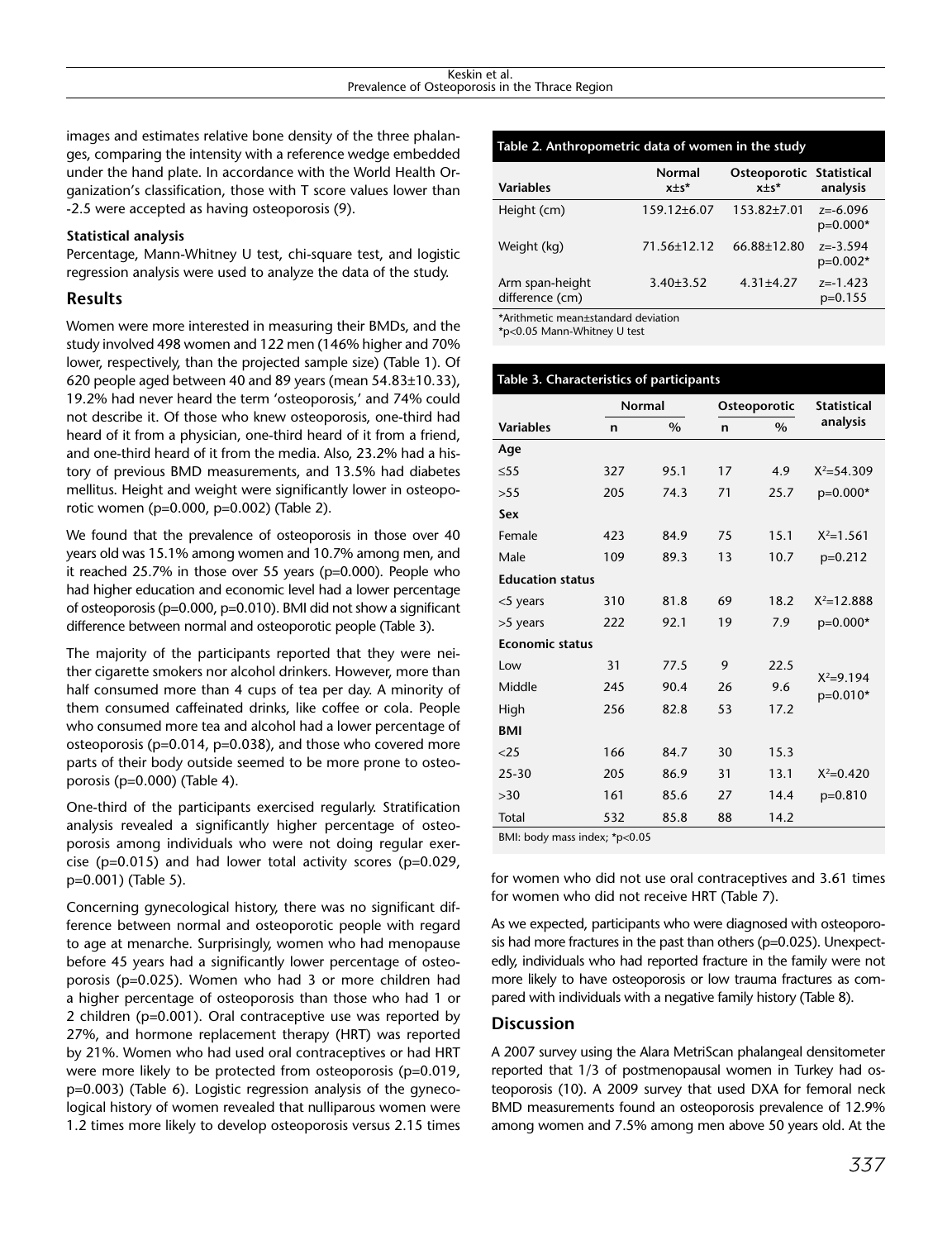images and estimates relative bone density of the three phalanges, comparing the intensity with a reference wedge embedded under the hand plate. In accordance with the World Health Organization's classification, those with T score values lower than -2.5 were accepted as having osteoporosis (9).

**Statistical analysis**

Percentage, Mann-Whitney U test, chi-square test, and logistic regression analysis were used to analyze the data of the study.

## Results

Women were more interested in measuring their BMDs, and the study involved 498 women and 122 men (146% higher and 70% lower, respectively, than the projected sample size) (Table 1). Of 620 people aged between 40 and 89 years (mean 54.83±10.33), 19.2% had never heard the term 'osteoporosis,' and 74% could not describe it. Of those who knew osteoporosis, one-third had heard of it from a physician, one-third heard of it from a friend, and one-third heard of it from the media. Also, 23.2% had a history of previous BMD measurements, and 13.5% had diabetes mellitus. Height and weight were significantly lower in osteoporotic women (p=0.000, p=0.002) (Table 2).

We found that the prevalence of osteoporosis in those over 40 years old was 15.1% among women and 10.7% among men, and it reached 25.7% in those over 55 years (p=0.000). People who had higher education and economic level had a lower percentage of osteoporosis (p=0.000, p=0.010). BMI did not show a significant difference between normal and osteoporotic people (Table 3).

The majority of the participants reported that they were neither cigarette smokers nor alcohol drinkers. However, more than half consumed more than 4 cups of tea per day. A minority of them consumed caffeinated drinks, like coffee or cola. People who consumed more tea and alcohol had a lower percentage of osteoporosis (p=0.014, p=0.038), and those who covered more parts of their body outside seemed to be more prone to osteoporosis (p=0.000) (Table 4).

One-third of the participants exercised regularly. Stratification analysis revealed a significantly higher percentage of osteoporosis among individuals who were not doing regular exercise (p=0.015) and had lower total activity scores (p=0.029, p=0.001) (Table 5).

Concerning gynecological history, there was no significant difference between normal and osteoporotic people with regard to age at menarche. Surprisingly, women who had menopause before 45 years had a significantly lower percentage of osteoporosis (p=0.025). Women who had 3 or more children had a higher percentage of osteoporosis than those who had 1 or 2 children (p=0.001). Oral contraceptive use was reported by 27%, and hormone replacement therapy (HRT) was reported by 21%. Women who had used oral contraceptives or had HRT were more likely to be protected from osteoporosis (p=0.019, p=0.003) (Table 6). Logistic regression analysis of the gynecological history of women revealed that nulliparous women were 1.2 times more likely to develop osteoporosis versus 2.15 times for women who did not use oral contraceptives and 3.61 times for women who did not receive HRT (Table 7).

As we expected, participants who were diagnosed with osteoporosis had more fractures in the past than others (p=0.025). Unexpectedly, individuals who had reported fracture in the family were not more likely to have osteoporosis or low trauma fractures as compared with individuals with a negative family history (Table 8).

**Table 2. Anthropometric data of women in the study**

| Variables | Normal x±s* | Osteoporotic x±s* | Statistical analysis |
|---|---|---|---|
| Height (cm) | 159.12±6.07 | 153.82±7.01 | z=-6.096 p=0.000* |
| Weight (kg) | 71.56±12.12 | 66.88±12.80 | z=-3.594 p=0.002* |
| Arm span-height difference (cm) | 3.40±3.52 | 4.31±4.27 | z=-1.423 p=0.155 |

*Arithmetic mean±standard deviation
*p<0.05 Mann-Whitney U test

**Table 3. Characteristics of participants**

| | Normal | | Osteoporotic | | Statistical analysis |
|---|---|---|---|---|---|
| **Variables** | n | % | n | % | |
| **Age** | | | | | |
| ≤55 | 327 | 95.1 | 17 | 4.9 | $X^2$=54.309 |
| >55 | 205 | 74.3 | 71 | 25.7 | p=0.000* |
| **Sex** | | | | | |
| Female | 423 | 84.9 | 75 | 15.1 | $X^2$=1.561 |
| Male | 109 | 89.3 | 13 | 10.7 | p=0.212 |
| **Education status** | | | | | |
| <5 years | 310 | 81.8 | 69 | 18.2 | $X^2$=12.888 |
| >5 years | 222 | 92.1 | 19 | 7.9 | p=0.000* |
| **Economic status** | | | | | |
| Low | 31 | 77.5 | 9 | 22.5 | |
| Middle | 245 | 90.4 | 26 | 9.6 | $X^2$=9.194 p=0.010* |
| High | 256 | 82.8 | 53 | 17.2 | |
| **BMI** | | | | | |
| <25 | 166 | 84.7 | 30 | 15.3 | |
| 25-30 | 205 | 86.9 | 31 | 13.1 | $X^2$=0.420 |
| >30 | 161 | 85.6 | 27 | 14.4 | p=0.810 |
| Total | 532 | 85.8 | 88 | 14.2 | |

BMI: body mass index; *p<0.05

## Discussion

A 2007 survey using the Alara MetriScan phalangeal densitometer reported that 1/3 of postmenopausal women in Turkey had osteoporosis (10). A 2009 survey that used DXA for femoral neck BMD measurements found an osteoporosis prevalence of 12.9% among women and 7.5% among men above 50 years old. At the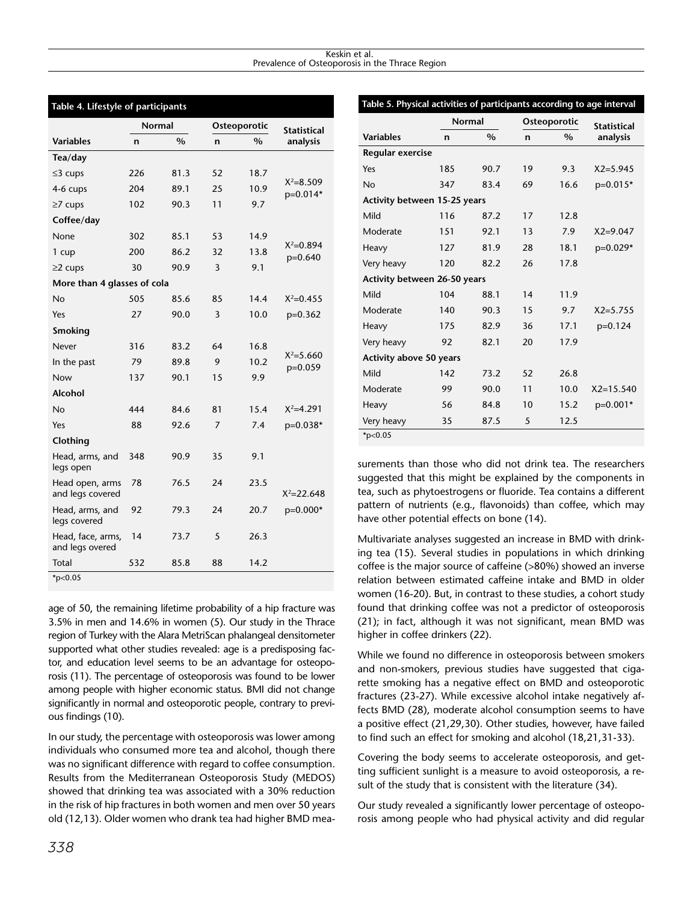**Table 4. Lifestyle of participants**

| Variables | Normal | | Osteoporotic | | Statistical analysis |
|---|---|---|---|---|---|
| | n | % | n | % | |
| **Tea/day** | | | | | |
| ≤3 cups | 226 | 81.3 | 52 | 18.7 | |
| 4-6 cups | 204 | 89.1 | 25 | 10.9 | $X^2$=8.509 p=0.014* |
| ≥7 cups | 102 | 90.3 | 11 | 9.7 | |
| **Coffee/day** | | | | | |
| None | 302 | 85.1 | 53 | 14.9 | |
| 1 cup | 200 | 86.2 | 32 | 13.8 | $X^2$=0.894 p=0.640 |
| ≥2 cups | 30 | 90.9 | 3 | 9.1 | |
| **More than 4 glasses of cola** | | | | | |
| No | 505 | 85.6 | 85 | 14.4 | $X^2$=0.455 |
| Yes | 27 | 90.0 | 3 | 10.0 | p=0.362 |
| **Smoking** | | | | | |
| Never | 316 | 83.2 | 64 | 16.8 | |
| In the past | 79 | 89.8 | 9 | 10.2 | $X^2$=5.660 p=0.059 |
| Now | 137 | 90.1 | 15 | 9.9 | |
| **Alcohol** | | | | | |
| No | 444 | 84.6 | 81 | 15.4 | $X^2$=4.291 |
| Yes | 88 | 92.6 | 7 | 7.4 | p=0.038* |
| **Clothing** | | | | | |
| Head, arms, and legs open | 348 | 90.9 | 35 | 9.1 | |
| Head open, arms and legs covered | 78 | 76.5 | 24 | 23.5 | $X^2$=22.648 |
| Head, arms, and legs covered | 92 | 79.3 | 24 | 20.7 | p=0.000* |
| Head, face, arms, and legs overed | 14 | 73.7 | 5 | 26.3 | |
| Total | 532 | 85.8 | 88 | 14.2 | |

*p<0.05

**Table 5. Physical activities of participants according to age interval**

| Variables | Normal | | Osteoporotic | | Statistical analysis |
|---|---|---|---|---|---|
| | n | % | n | % | |
| **Regular exercise** | | | | | |
| Yes | 185 | 90.7 | 19 | 9.3 | X2=5.945 |
| No | 347 | 83.4 | 69 | 16.6 | p=0.015* |
| **Activity between 15-25 years** | | | | | |
| Mild | 116 | 87.2 | 17 | 12.8 | |
| Moderate | 151 | 92.1 | 13 | 7.9 | X2=9.047 |
| Heavy | 127 | 81.9 | 28 | 18.1 | p=0.029* |
| Very heavy | 120 | 82.2 | 26 | 17.8 | |
| **Activity between 26-50 years** | | | | | |
| Mild | 104 | 88.1 | 14 | 11.9 | |
| Moderate | 140 | 90.3 | 15 | 9.7 | X2=5.755 |
| Heavy | 175 | 82.9 | 36 | 17.1 | p=0.124 |
| Very heavy | 92 | 82.1 | 20 | 17.9 | |
| **Activity above 50 years** | | | | | |
| Mild | 142 | 73.2 | 52 | 26.8 | |
| Moderate | 99 | 90.0 | 11 | 10.0 | X2=15.540 |
| Heavy | 56 | 84.8 | 10 | 15.2 | p=0.001* |
| Very heavy | 35 | 87.5 | 5 | 12.5 | |

*p<0.05

age of 50, the remaining lifetime probability of a hip fracture was 3.5% in men and 14.6% in women (5). Our study in the Thrace region of Turkey with the Alara MetriScan phalangeal densitometer supported what other studies revealed: age is a predisposing factor, and education level seems to be an advantage for osteoporosis (11). The percentage of osteoporosis was found to be lower among people with higher economic status. BMI did not change significantly in normal and osteoporotic people, contrary to previous findings (10).

In our study, the percentage with osteoporosis was lower among individuals who consumed more tea and alcohol, though there was no significant difference with regard to coffee consumption. Results from the Mediterranean Osteoporosis Study (MEDOS) showed that drinking tea was associated with a 30% reduction in the risk of hip fractures in both women and men over 50 years old (12,13). Older women who drank tea had higher BMD measurements than those who did not drink tea. The researchers suggested that this might be explained by the components in tea, such as phytoestrogens or fluoride. Tea contains a different pattern of nutrients (e.g., flavonoids) than coffee, which may have other potential effects on bone (14).

Multivariate analyses suggested an increase in BMD with drinking tea (15). Several studies in populations in which drinking coffee is the major source of caffeine (>80%) showed an inverse relation between estimated caffeine intake and BMD in older women (16-20). But, in contrast to these studies, a cohort study found that drinking coffee was not a predictor of osteoporosis (21); in fact, although it was not significant, mean BMD was higher in coffee drinkers (22).

While we found no difference in osteoporosis between smokers and non-smokers, previous studies have suggested that cigarette smoking has a negative effect on BMD and osteoporotic fractures (23-27). While excessive alcohol intake negatively affects BMD (28), moderate alcohol consumption seems to have a positive effect (21,29,30). Other studies, however, have failed to find such an effect for smoking and alcohol (18,21,31-33).

Covering the body seems to accelerate osteoporosis, and getting sufficient sunlight is a measure to avoid osteoporosis, a result of the study that is consistent with the literature (34).

Our study revealed a significantly lower percentage of osteoporosis among people who had physical activity and did regular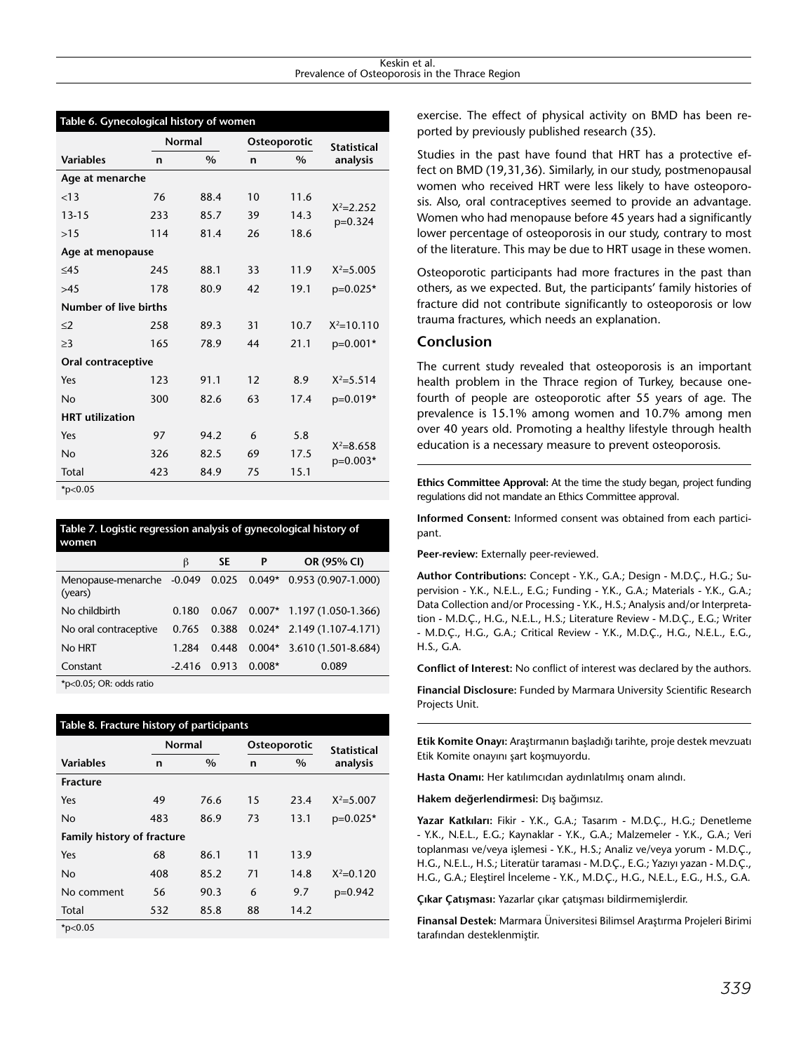**Table 6. Gynecological history of women**

| | Normal | | Osteoporotic | | Statistical |
|---|---|---|---|---|---|
| **Variables** | **n** | **%** | **n** | **%** | **analysis** |
| **Age at menarche** | | | | | |
| <13 | 76 | 88.4 | 10 | 11.6 | $X^2$=2.252 p=0.324 |
| 13-15 | 233 | 85.7 | 39 | 14.3 | |
| >15 | 114 | 81.4 | 26 | 18.6 | |
| **Age at menopause** | | | | | |
| ≤45 | 245 | 88.1 | 33 | 11.9 | $X^2$=5.005 |
| >45 | 178 | 80.9 | 42 | 19.1 | p=0.025* |
| **Number of live births** | | | | | |
| ≤2 | 258 | 89.3 | 31 | 10.7 | $X^2$=10.110 |
| ≥3 | 165 | 78.9 | 44 | 21.1 | p=0.001* |
| **Oral contraceptive** | | | | | |
| Yes | 123 | 91.1 | 12 | 8.9 | $X^2$=5.514 |
| No | 300 | 82.6 | 63 | 17.4 | p=0.019* |
| **HRT utilization** | | | | | |
| Yes | 97 | 94.2 | 6 | 5.8 | $X^2$=8.658 p=0.003* |
| No | 326 | 82.5 | 69 | 17.5 | |
| Total | 423 | 84.9 | 75 | 15.1 | |

*p<0.05

**Table 7. Logistic regression analysis of gynecological history of women**

| | β | SE | P | OR (95% CI) |
|---|---|---|---|---|
| Menopause-menarche (years) | -0.049 | 0.025 | 0.049* | 0.953 (0.907-1.000) |
| No childbirth | 0.180 | 0.067 | 0.007* | 1.197 (1.050-1.366) |
| No oral contraceptive | 0.765 | 0.388 | 0.024* | 2.149 (1.107-4.171) |
| No HRT | 1.284 | 0.448 | 0.004* | 3.610 (1.501-8.684) |
| Constant | -2.416 | 0.913 | 0.008* | 0.089 |

*p<0.05; OR: odds ratio

**Table 8. Fracture history of participants**

| | Normal | | Osteoporotic | | Statistical |
|---|---|---|---|---|---|
| **Variables** | **n** | **%** | **n** | **%** | **analysis** |
| **Fracture** | | | | | |
| Yes | 49 | 76.6 | 15 | 23.4 | $X^2$=5.007 |
| No | 483 | 86.9 | 73 | 13.1 | p=0.025* |
| **Family history of fracture** | | | | | |
| Yes | 68 | 86.1 | 11 | 13.9 | |
| No | 408 | 85.2 | 71 | 14.8 | $X^2$=0.120 |
| No comment | 56 | 90.3 | 6 | 9.7 | p=0.942 |
| Total | 532 | 85.8 | 88 | 14.2 | |

*p<0.05

exercise. The effect of physical activity on BMD has been reported by previously published research (35).

Studies in the past have found that HRT has a protective effect on BMD (19,31,36). Similarly, in our study, postmenopausal women who received HRT were less likely to have osteoporosis. Also, oral contraceptives seemed to provide an advantage. Women who had menopause before 45 years had a significantly lower percentage of osteoporosis in our study, contrary to most of the literature. This may be due to HRT usage in these women.

Osteoporotic participants had more fractures in the past than others, as we expected. But, the participants' family histories of fracture did not contribute significantly to osteoporosis or low trauma fractures, which needs an explanation.

## Conclusion

The current study revealed that osteoporosis is an important health problem in the Thrace region of Turkey, because one-fourth of people are osteoporotic after 55 years of age. The prevalence is 15.1% among women and 10.7% among men over 40 years old. Promoting a healthy lifestyle through health education is a necessary measure to prevent osteoporosis.

**Ethics Committee Approval:** At the time the study began, project funding regulations did not mandate an Ethics Committee approval.

**Informed Consent:** Informed consent was obtained from each participant.

**Peer-review:** Externally peer-reviewed.

**Author Contributions:** Concept - Y.K., G.A.; Design - M.D.Ç., H.G.; Supervision - Y.K., N.E.L., E.G.; Funding - Y.K., G.A.; Materials - Y.K., G.A.; Data Collection and/or Processing - Y.K., H.S.; Analysis and/or Interpretation - M.D.Ç., H.G., N.E.L., H.S.; Literature Review - M.D.Ç., E.G.; Writer - M.D.Ç., H.G., G.A.; Critical Review - Y.K., M.D.Ç., H.G., N.E.L., E.G., H.S., G.A.

**Conflict of Interest:** No conflict of interest was declared by the authors.

**Financial Disclosure:** Funded by Marmara University Scientific Research Projects Unit.

**Etik Komite Onayı:** Araştırmanın başladığı tarihte, proje destek mevzuatı Etik Komite onayını şart koşmuyordu.

**Hasta Onamı:** Her katılımcıdan aydınlatılmış onam alındı.

**Hakem değerlendirmesi:** Dış bağımsız.

**Yazar Katkıları:** Fikir - Y.K., G.A.; Tasarım - M.D.Ç., H.G.; Denetleme - Y.K., N.E.L., E.G.; Kaynaklar - Y.K., G.A.; Malzemeler - Y.K., G.A.; Veri toplanması ve/veya işlemesi - Y.K., H.S.; Analiz ve/veya yorum - M.D.Ç., H.G., N.E.L., H.S.; Literatür taraması - M.D.Ç., E.G.; Yazıyı yazan - M.D.Ç., H.G., G.A.; Eleştirel İnceleme - Y.K., M.D.Ç., H.G., N.E.L., E.G., H.S., G.A.

**Çıkar Çatışması:** Yazarlar çıkar çatışması bildirmemişlerdir.

**Finansal Destek:** Marmara Üniversitesi Bilimsel Araştırma Projeleri Birimi tarafından desteklenmiştir.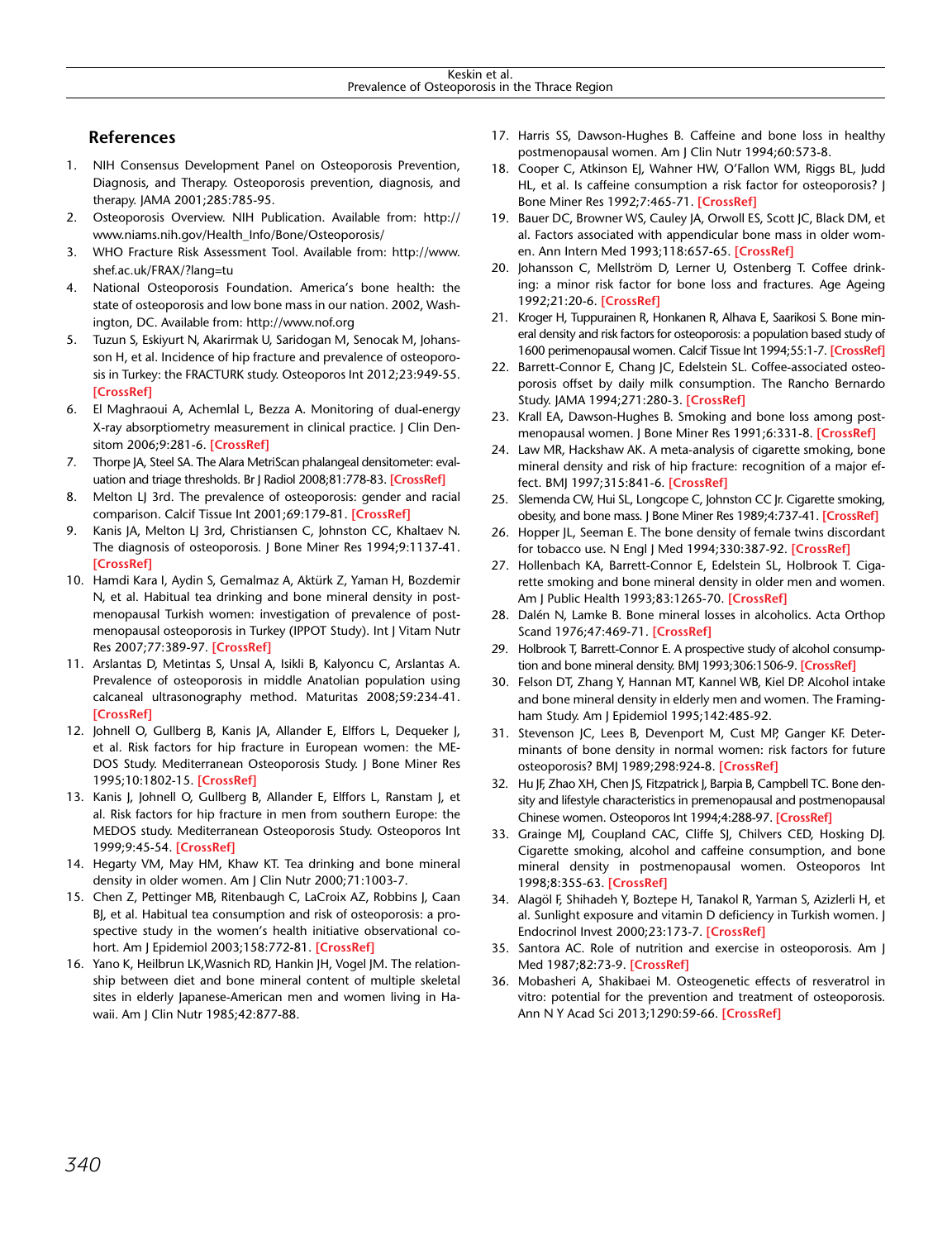## References

1. NIH Consensus Development Panel on Osteoporosis Prevention, Diagnosis, and Therapy. Osteoporosis prevention, diagnosis, and therapy. JAMA 2001;285:785-95.
2. Osteoporosis Overview. NIH Publication. Available from: http://www.niams.nih.gov/Health_Info/Bone/Osteoporosis/
3. WHO Fracture Risk Assessment Tool. Available from: http://www.shef.ac.uk/FRAX/?lang=tu
4. National Osteoporosis Foundation. America's bone health: the state of osteoporosis and low bone mass in our nation. 2002, Washington, DC. Available from: http://www.nof.org
5. Tuzun S, Eskiyurt N, Akarirmak U, Saridogan M, Senocak M, Johansson H, et al. Incidence of hip fracture and prevalence of osteoporosis in Turkey: the FRACTURK study. Osteoporos Int 2012;23:949-55. [CrossRef]
6. El Maghraoui A, Achemlal L, Bezza A. Monitoring of dual-energy X-ray absorptiometry measurement in clinical practice. J Clin Densitom 2006;9:281-6. [CrossRef]
7. Thorpe JA, Steel SA. The Alara MetriScan phalangeal densitometer: evaluation and triage thresholds. Br J Radiol 2008;81:778-83. [CrossRef]
8. Melton LJ 3rd. The prevalence of osteoporosis: gender and racial comparison. Calcif Tissue Int 2001;69:179-81. [CrossRef]
9. Kanis JA, Melton LJ 3rd, Christiansen C, Johnston CC, Khaltaev N. The diagnosis of osteoporosis. J Bone Miner Res 1994;9:1137-41. [CrossRef]
10. Hamdi Kara I, Aydin S, Gemalmaz A, Aktürk Z, Yaman H, Bozdemir N, et al. Habitual tea drinking and bone mineral density in postmenopausal Turkish women: investigation of prevalence of postmenopausal osteoporosis in Turkey (IPPOT Study). Int J Vitam Nutr Res 2007;77:389-97. [CrossRef]
11. Arslantas D, Metintas S, Unsal A, Isikli B, Kalyoncu C, Arslantas A. Prevalence of osteoporosis in middle Anatolian population using calcaneal ultrasonography method. Maturitas 2008;59:234-41. [CrossRef]
12. Johnell O, Gullberg B, Kanis JA, Allander E, Elffors L, Dequeker J, et al. Risk factors for hip fracture in European women: the MEDOS Study. Mediterranean Osteoporosis Study. J Bone Miner Res 1995;10:1802-15. [CrossRef]
13. Kanis J, Johnell O, Gullberg B, Allander E, Elffors L, Ranstam J, et al. Risk factors for hip fracture in men from southern Europe: the MEDOS study. Mediterranean Osteoporosis Study. Osteoporos Int 1999;9:45-54. [CrossRef]
14. Hegarty VM, May HM, Khaw KT. Tea drinking and bone mineral density in older women. Am J Clin Nutr 2000;71:1003-7.
15. Chen Z, Pettinger MB, Ritenbaugh C, LaCroix AZ, Robbins J, Caan BJ, et al. Habitual tea consumption and risk of osteoporosis: a prospective study in the women's health initiative observational cohort. Am J Epidemiol 2003;158:772-81. [CrossRef]
16. Yano K, Heilbrun LK,Wasnich RD, Hankin JH, Vogel JM. The relationship between diet and bone mineral content of multiple skeletal sites in elderly Japanese-American men and women living in Hawaii. Am J Clin Nutr 1985;42:877-88.
17. Harris SS, Dawson-Hughes B. Caffeine and bone loss in healthy postmenopausal women. Am J Clin Nutr 1994;60:573-8.
18. Cooper C, Atkinson EJ, Wahner HW, O'Fallon WM, Riggs BL, Judd HL, et al. Is caffeine consumption a risk factor for osteoporosis? J Bone Miner Res 1992;7:465-71. [CrossRef]
19. Bauer DC, Browner WS, Cauley JA, Orwoll ES, Scott JC, Black DM, et al. Factors associated with appendicular bone mass in older women. Ann Intern Med 1993;118:657-65. [CrossRef]
20. Johansson C, Mellström D, Lerner U, Ostenberg T. Coffee drinking: a minor risk factor for bone loss and fractures. Age Ageing 1992;21:20-6. [CrossRef]
21. Kroger H, Tuppurainen R, Honkanen R, Alhava E, Saarikosi S. Bone mineral density and risk factors for osteoporosis: a population based study of 1600 perimenopausal women. Calcif Tissue Int 1994;55:1-7. [CrossRef]
22. Barrett-Connor E, Chang JC, Edelstein SL. Coffee-associated osteoporosis offset by daily milk consumption. The Rancho Bernardo Study. JAMA 1994;271:280-3. [CrossRef]
23. Krall EA, Dawson-Hughes B. Smoking and bone loss among postmenopausal women. J Bone Miner Res 1991;6:331-8. [CrossRef]
24. Law MR, Hackshaw AK. A meta-analysis of cigarette smoking, bone mineral density and risk of hip fracture: recognition of a major effect. BMJ 1997;315:841-6. [CrossRef]
25. Slemenda CW, Hui SL, Longcope C, Johnston CC Jr. Cigarette smoking, obesity, and bone mass. J Bone Miner Res 1989;4:737-41. [CrossRef]
26. Hopper JL, Seeman E. The bone density of female twins discordant for tobacco use. N Engl J Med 1994;330:387-92. [CrossRef]
27. Hollenbach KA, Barrett-Connor E, Edelstein SL, Holbrook T. Cigarette smoking and bone mineral density in older men and women. Am J Public Health 1993;83:1265-70. [CrossRef]
28. Dalén N, Lamke B. Bone mineral losses in alcoholics. Acta Orthop Scand 1976;47:469-71. [CrossRef]
29. Holbrook T, Barrett-Connor E. A prospective study of alcohol consumption and bone mineral density. BMJ 1993;306:1506-9. [CrossRef]
30. Felson DT, Zhang Y, Hannan MT, Kannel WB, Kiel DP. Alcohol intake and bone mineral density in elderly men and women. The Framingham Study. Am J Epidemiol 1995;142:485-92.
31. Stevenson JC, Lees B, Devenport M, Cust MP, Ganger KF. Determinants of bone density in normal women: risk factors for future osteoporosis? BMJ 1989;298:924-8. [CrossRef]
32. Hu JF, Zhao XH, Chen JS, Fitzpatrick J, Barpia B, Campbell TC. Bone density and lifestyle characteristics in premenopausal and postmenopausal Chinese women. Osteoporos Int 1994;4:288-97. [CrossRef]
33. Grainge MJ, Coupland CAC, Cliffe SJ, Chilvers CED, Hosking DJ. Cigarette smoking, alcohol and caffeine consumption, and bone mineral density in postmenopausal women. Osteoporos Int 1998;8:355-63. [CrossRef]
34. Alagöl F, Shihadeh Y, Boztepe H, Tanakol R, Yarman S, Azizlerli H, et al. Sunlight exposure and vitamin D deficiency in Turkish women. J Endocrinol Invest 2000;23:173-7. [CrossRef]
35. Santora AC. Role of nutrition and exercise in osteoporosis. Am J Med 1987;82:73-9. [CrossRef]
36. Mobasheri A, Shakibaei M. Osteogenetic effects of resveratrol in vitro: potential for the prevention and treatment of osteoporosis. Ann N Y Acad Sci 2013;1290:59-66. [CrossRef]